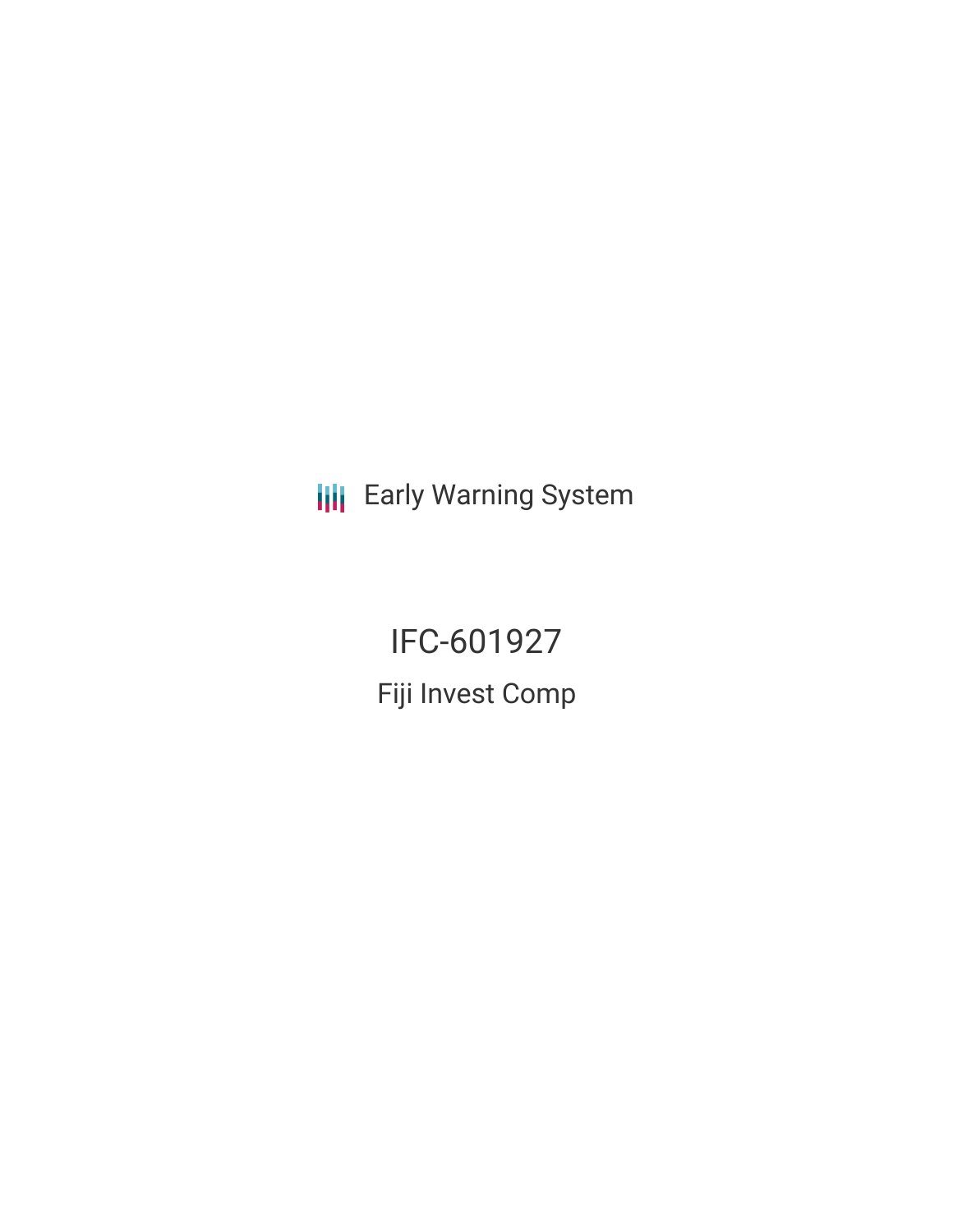Early Warning System

# IFC-601927

## Fiji Invest Comp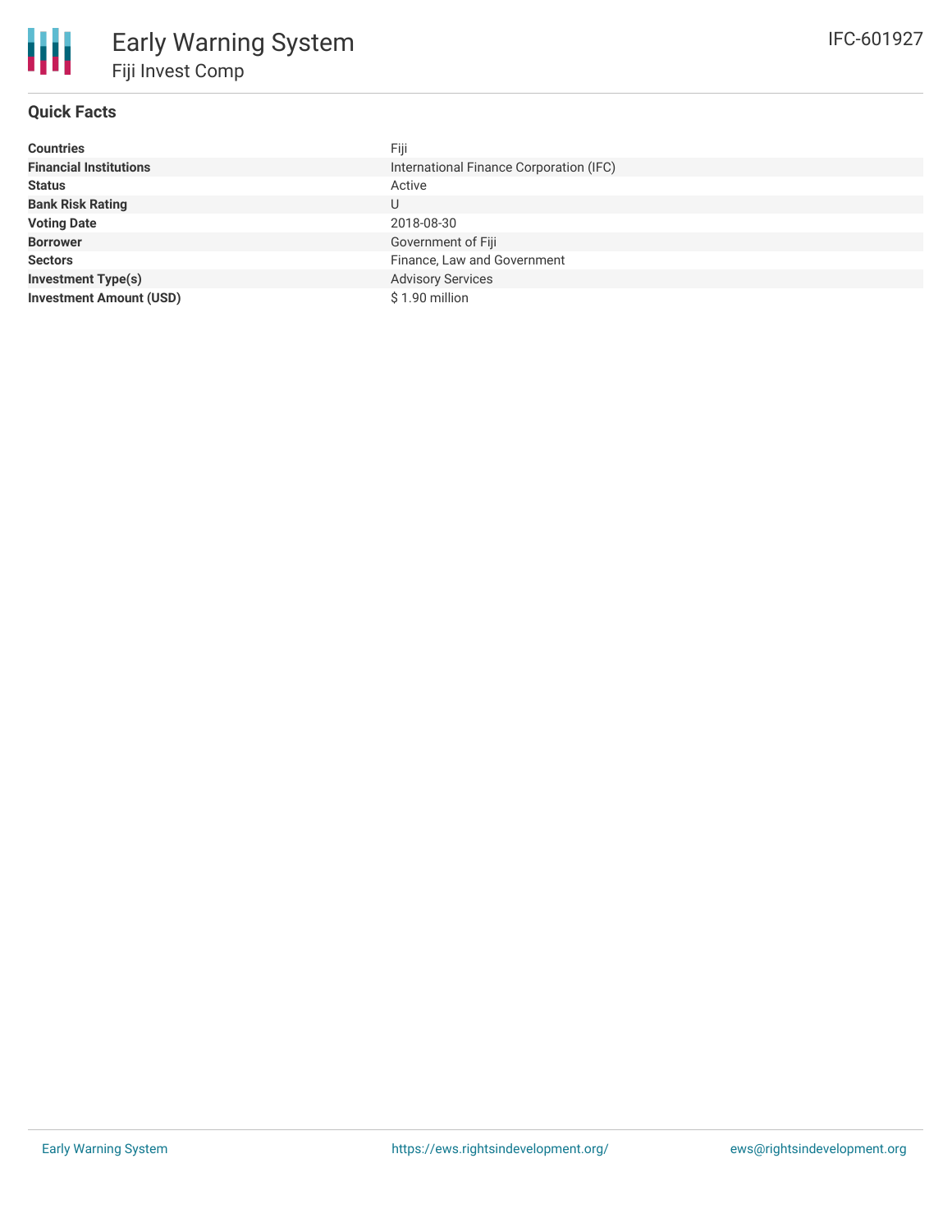# Early Warning System

## Fiji Invest Comp

IFC-601927

### Quick Facts

| | |
|---|---|
| **Countries** | Fiji |
| **Financial Institutions** | International Finance Corporation (IFC) |
| **Status** | Active |
| **Bank Risk Rating** | U |
| **Voting Date** | 2018-08-30 |
| **Borrower** | Government of Fiji |
| **Sectors** | Finance, Law and Government |
| **Investment Type(s)** | Advisory Services |
| **Investment Amount (USD)** | $ 1.90 million |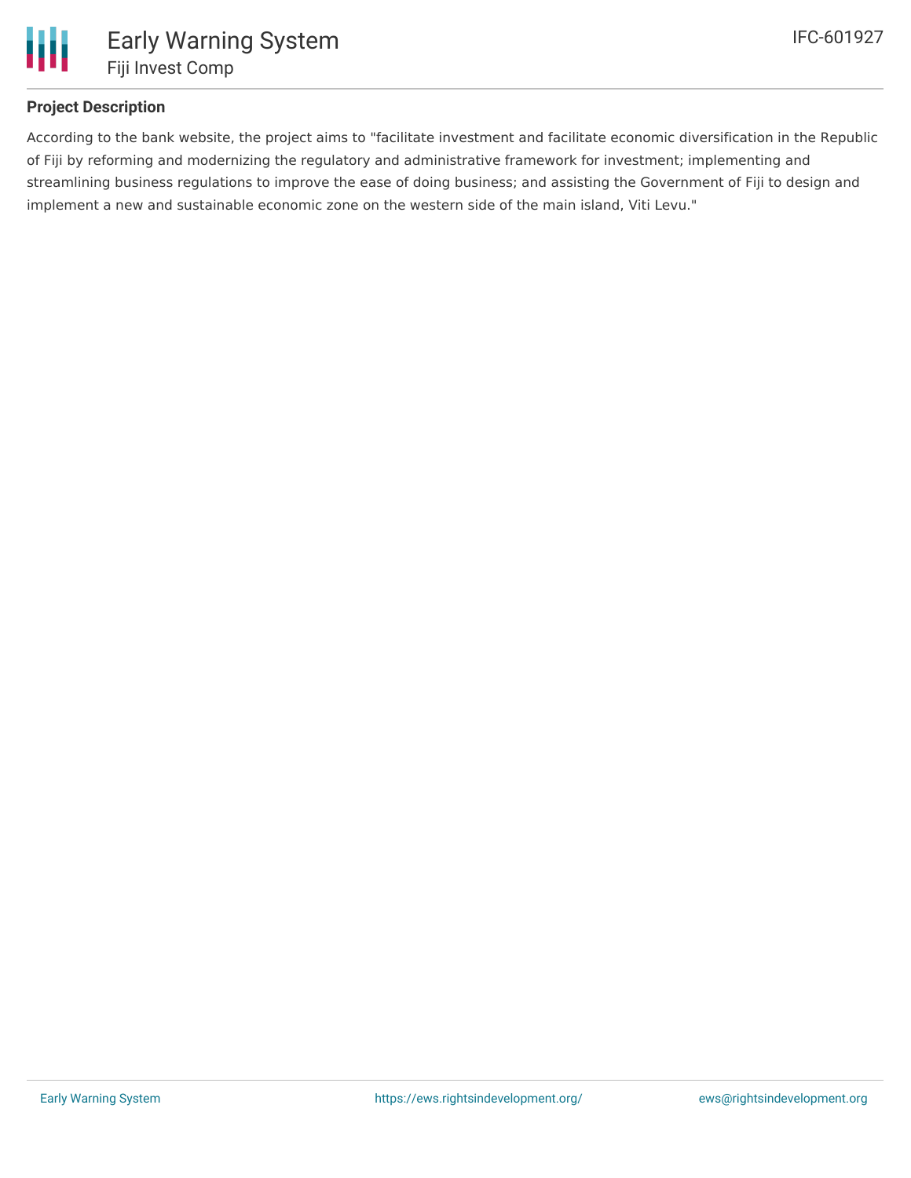## Project Description

According to the bank website, the project aims to "facilitate investment and facilitate economic diversification in the Republic of Fiji by reforming and modernizing the regulatory and administrative framework for investment; implementing and streamlining business regulations to improve the ease of doing business; and assisting the Government of Fiji to design and implement a new and sustainable economic zone on the western side of the main island, Viti Levu."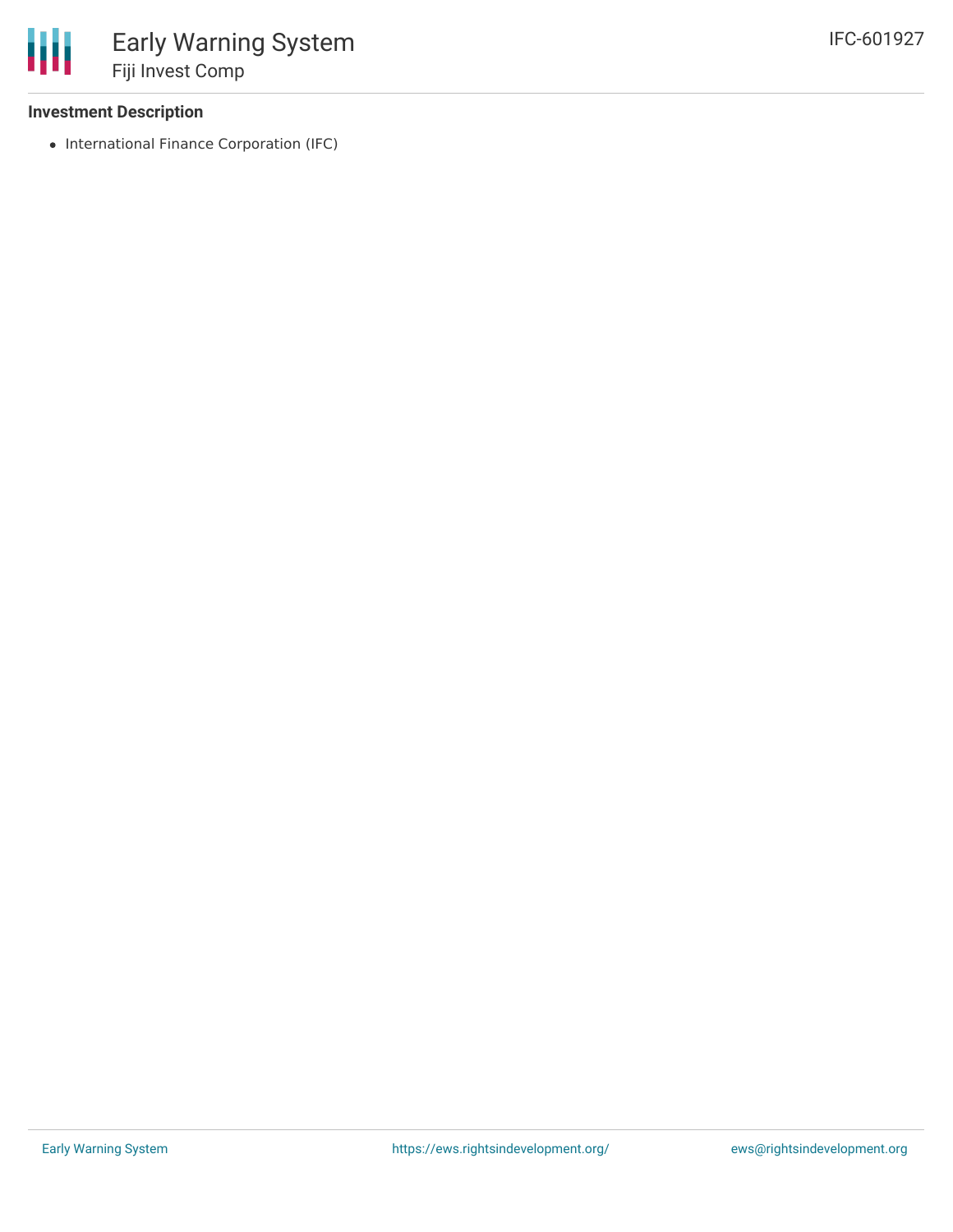**Investment Description**

- International Finance Corporation (IFC)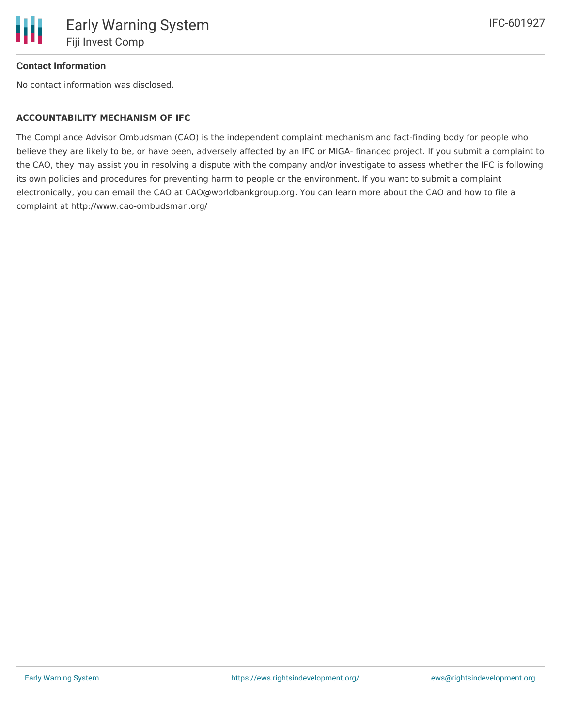## Contact Information

No contact information was disclosed.

**ACCOUNTABILITY MECHANISM OF IFC**

The Compliance Advisor Ombudsman (CAO) is the independent complaint mechanism and fact-finding body for people who believe they are likely to be, or have been, adversely affected by an IFC or MIGA- financed project. If you submit a complaint to the CAO, they may assist you in resolving a dispute with the company and/or investigate to assess whether the IFC is following its own policies and procedures for preventing harm to people or the environment. If you want to submit a complaint electronically, you can email the CAO at CAO@worldbankgroup.org. You can learn more about the CAO and how to file a complaint at http://www.cao-ombudsman.org/